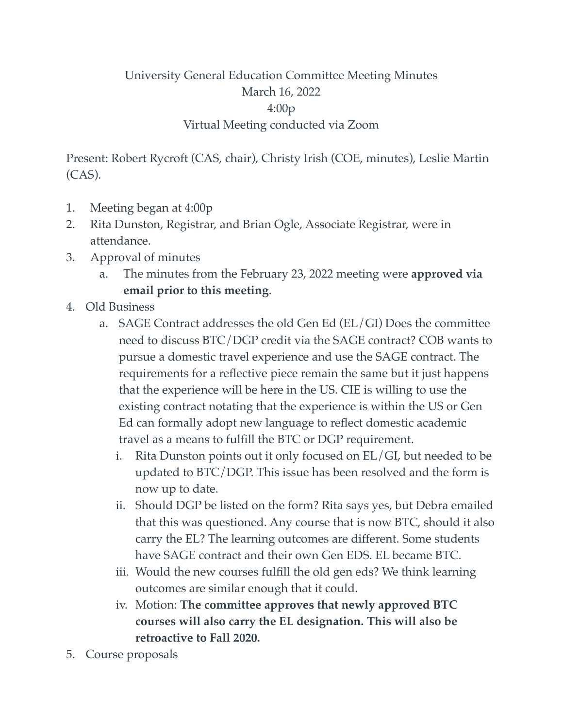University General Education Committee Meeting Minutes
March 16, 2022
4:00p
Virtual Meeting conducted via Zoom

Present: Robert Rycroft (CAS, chair), Christy Irish (COE, minutes), Leslie Martin (CAS).

1. Meeting began at 4:00p
2. Rita Dunston, Registrar, and Brian Ogle, Associate Registrar, were in attendance.
3. Approval of minutes
   a. The minutes from the February 23, 2022 meeting were **approved via email prior to this meeting**.
4. Old Business
   a. SAGE Contract addresses the old Gen Ed (EL/GI) Does the committee need to discuss BTC/DGP credit via the SAGE contract? COB wants to pursue a domestic travel experience and use the SAGE contract. The requirements for a reflective piece remain the same but it just happens that the experience will be here in the US. CIE is willing to use the existing contract notating that the experience is within the US or Gen Ed can formally adopt new language to reflect domestic academic travel as a means to fulfill the BTC or DGP requirement.
      i. Rita Dunston points out it only focused on EL/GI, but needed to be updated to BTC/DGP. This issue has been resolved and the form is now up to date.
      ii. Should DGP be listed on the form? Rita says yes, but Debra emailed that this was questioned. Any course that is now BTC, should it also carry the EL? The learning outcomes are different. Some students have SAGE contract and their own Gen EDS. EL became BTC.
      iii. Would the new courses fulfill the old gen eds? We think learning outcomes are similar enough that it could.
      iv. Motion: **The committee approves that newly approved BTC courses will also carry the EL designation. This will also be retroactive to Fall 2020.**
5. Course proposals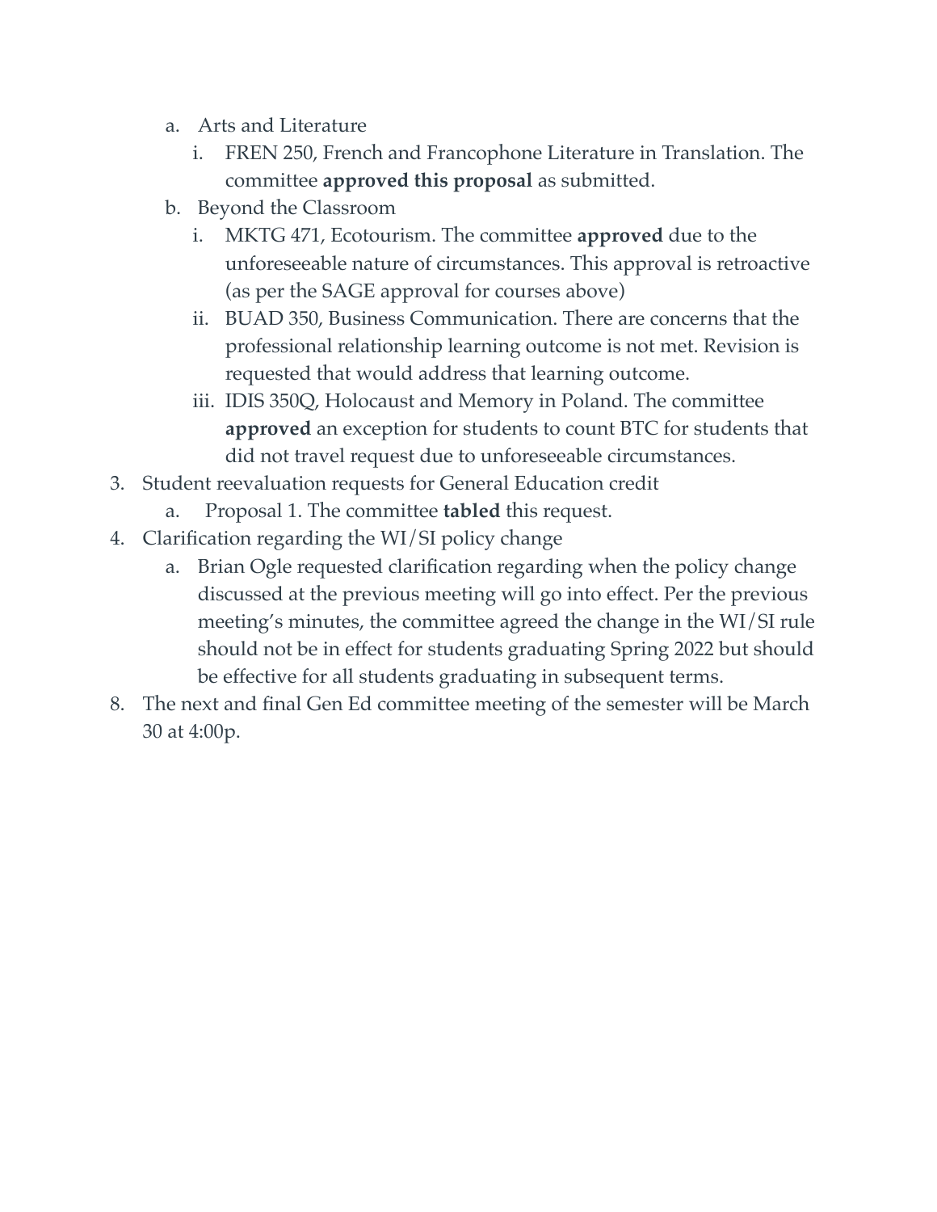a. Arts and Literature
      i. FREN 250, French and Francophone Literature in Translation. The committee **approved this proposal** as submitted.
   b. Beyond the Classroom
      i. MKTG 471, Ecotourism. The committee **approved** due to the unforeseeable nature of circumstances. This approval is retroactive (as per the SAGE approval for courses above)
      ii. BUAD 350, Business Communication. There are concerns that the professional relationship learning outcome is not met. Revision is requested that would address that learning outcome.
      iii. IDIS 350Q, Holocaust and Memory in Poland. The committee **approved** an exception for students to count BTC for students that did not travel request due to unforeseeable circumstances.

3. Student reevaluation requests for General Education credit
   a. Proposal 1. The committee **tabled** this request.
4. Clarification regarding the WI/SI policy change
   a. Brian Ogle requested clarification regarding when the policy change discussed at the previous meeting will go into effect. Per the previous meeting's minutes, the committee agreed the change in the WI/SI rule should not be in effect for students graduating Spring 2022 but should be effective for all students graduating in subsequent terms.

8. The next and final Gen Ed committee meeting of the semester will be March 30 at 4:00p.